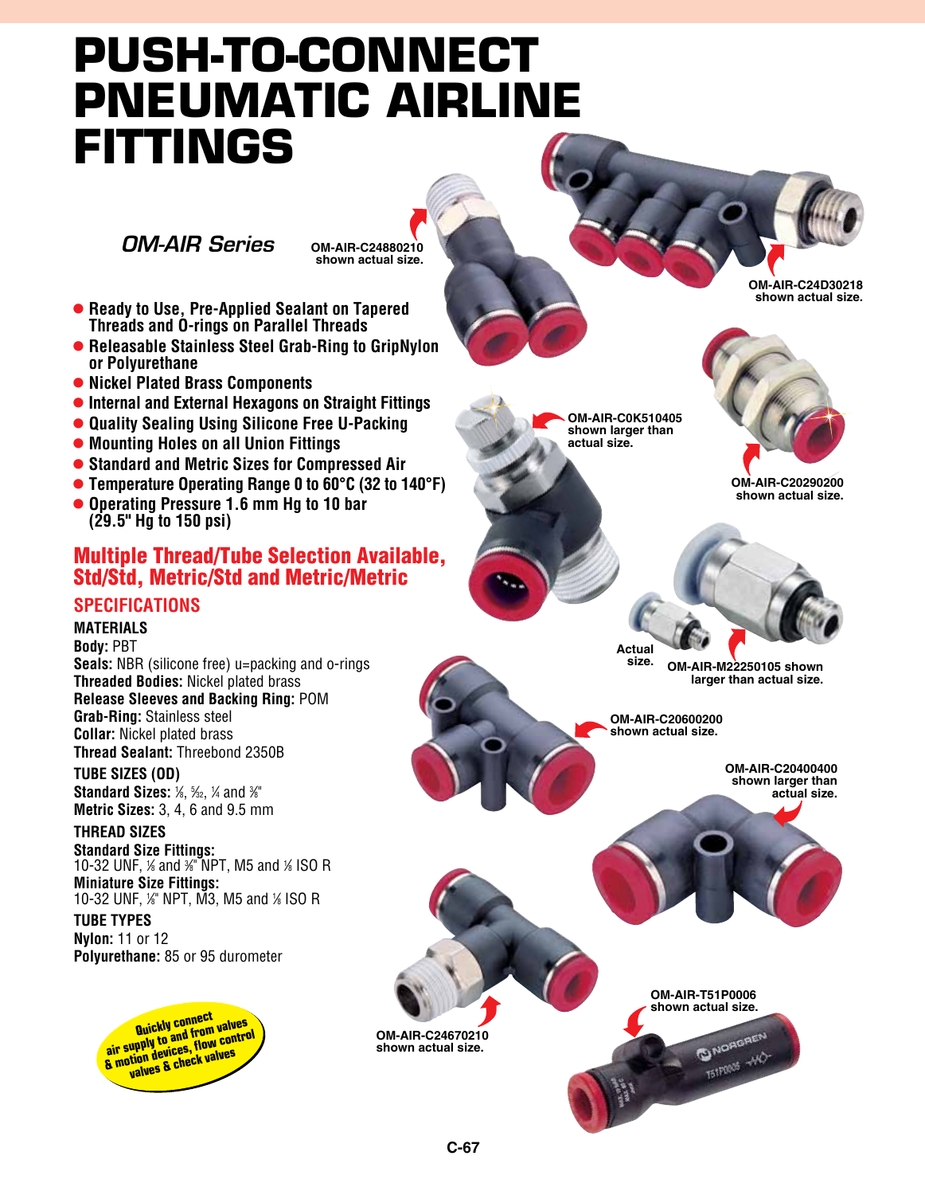# PUSH-TO-CONNECT PNEUMATIC AIRLINE FITTINGS

## *OM-AIR Series*

OM-AIR-C24880210 shown actual size.

OM-AIR-C24D30218 shown actual size.

- Ready to Use, Pre-Applied Sealant on Tapered Threads and O-rings on Parallel Threads
- Releasable Stainless Steel Grab-Ring to GripNylon or Polyurethane
- Nickel Plated Brass Components
- Internal and External Hexagons on Straight Fittings
- Quality Sealing Using Silicone Free U-Packing
- Mounting Holes on all Union Fittings
- Standard and Metric Sizes for Compressed Air
- Temperature Operating Range 0 to 60°C (32 to 140°F)
- Operating Pressure 1.6 mm Hg to 10 bar (29.5" Hg to 150 psi)

OM-AIR-C0K510405 shown larger than actual size.

OM-AIR-C20290200 shown actual size.

## Multiple Thread/Tube Selection Available, Std/Std, Metric/Std and Metric/Metric

### SPECIFICATIONS

**MATERIALS**

**Body:** PBT
**Seals:** NBR (silicone free) u=packing and o-rings
**Threaded Bodies:** Nickel plated brass
**Release Sleeves and Backing Ring:** POM
**Grab-Ring:** Stainless steel
**Collar:** Nickel plated brass
**Thread Sealant:** Threebond 2350B

**TUBE SIZES (OD)**

**Standard Sizes:** ⅛, 5⁄32, ¼ and ⅜"
**Metric Sizes:** 3, 4, 6 and 9.5 mm

**THREAD SIZES**

**Standard Size Fittings:**
10-32 UNF, ⅛ and ⅜" NPT, M5 and ⅛ ISO R
**Miniature Size Fittings:**
10-32 UNF, ⅛" NPT, M3, M5 and ⅛ ISO R

**TUBE TYPES**

**Nylon:** 11 or 12
**Polyurethane:** 85 or 95 durometer

Actual size.

OM-AIR-M22250105 shown larger than actual size.

OM-AIR-C20600200 shown actual size.

OM-AIR-C20400400 shown larger than actual size.

Quickly connect air supply to and from valves & motion devices, flow control valves & check valves

OM-AIR-C24670210 shown actual size.

OM-AIR-T51P0006 shown actual size.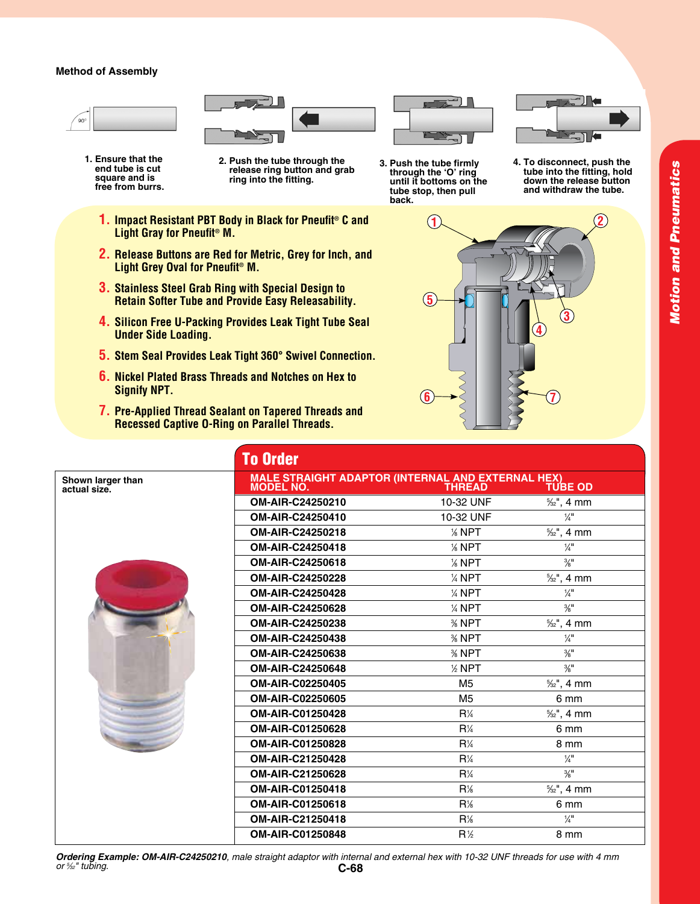## Method of Assembly

1. Ensure that the end tube is cut square and is free from burrs.
2. Push the tube through the release ring button and grab ring into the fitting.
3. Push the tube firmly through the 'O' ring until it bottoms on the tube stop, then pull back.
4. To disconnect, push the tube into the fitting, hold down the release button and withdraw the tube.

1. Impact Resistant PBT Body in Black for Pneufit® C and Light Gray for Pneufit® M.
2. Release Buttons are Red for Metric, Grey for Inch, and Light Grey Oval for Pneufit® M.
3. Stainless Steel Grab Ring with Special Design to Retain Softer Tube and Provide Easy Releasability.
4. Silicon Free U-Packing Provides Leak Tight Tube Seal Under Side Loading.
5. Stem Seal Provides Leak Tight 360° Swivel Connection.
6. Nickel Plated Brass Threads and Notches on Hex to Signify NPT.
7. Pre-Applied Thread Sealant on Tapered Threads and Recessed Captive O-Ring on Parallel Threads.

## To Order

Shown larger than actual size.

**MALE STRAIGHT ADAPTOR (INTERNAL AND EXTERNAL HEX)**

| MODEL NO. | THREAD | TUBE OD |
|---|---|---|
| OM-AIR-C24250210 | 10-32 UNF | 5⁄32", 4 mm |
| OM-AIR-C24250410 | 10-32 UNF | 1⁄4" |
| OM-AIR-C24250218 | 1⁄8 NPT | 5⁄32", 4 mm |
| OM-AIR-C24250418 | 1⁄8 NPT | 1⁄4" |
| OM-AIR-C24250618 | 1⁄8 NPT | 3⁄8" |
| OM-AIR-C24250228 | 1⁄4 NPT | 5⁄32", 4 mm |
| OM-AIR-C24250428 | 1⁄4 NPT | 1⁄4" |
| OM-AIR-C24250628 | 1⁄4 NPT | 3⁄8" |
| OM-AIR-C24250238 | 3⁄8 NPT | 5⁄32", 4 mm |
| OM-AIR-C24250438 | 3⁄8 NPT | 1⁄4" |
| OM-AIR-C24250638 | 3⁄8 NPT | 3⁄8" |
| OM-AIR-C24250648 | 1⁄2 NPT | 3⁄8" |
| OM-AIR-C02250405 | M5 | 5⁄32", 4 mm |
| OM-AIR-C02250605 | M5 | 6 mm |
| OM-AIR-C01250428 | R1⁄4 | 5⁄32", 4 mm |
| OM-AIR-C01250628 | R1⁄4 | 6 mm |
| OM-AIR-C01250828 | R1⁄4 | 8 mm |
| OM-AIR-C21250428 | R1⁄4 | 1⁄4" |
| OM-AIR-C21250628 | R1⁄4 | 3⁄8" |
| OM-AIR-C01250418 | R1⁄8 | 5⁄32", 4 mm |
| OM-AIR-C01250618 | R1⁄8 | 6 mm |
| OM-AIR-C21250418 | R1⁄8 | 1⁄4" |
| OM-AIR-C01250848 | R1⁄2 | 8 mm |

*Ordering Example: **OM-AIR-C24250210**, male straight adaptor with internal and external hex with 10-32 UNF threads for use with 4 mm or 5⁄32" tubing.*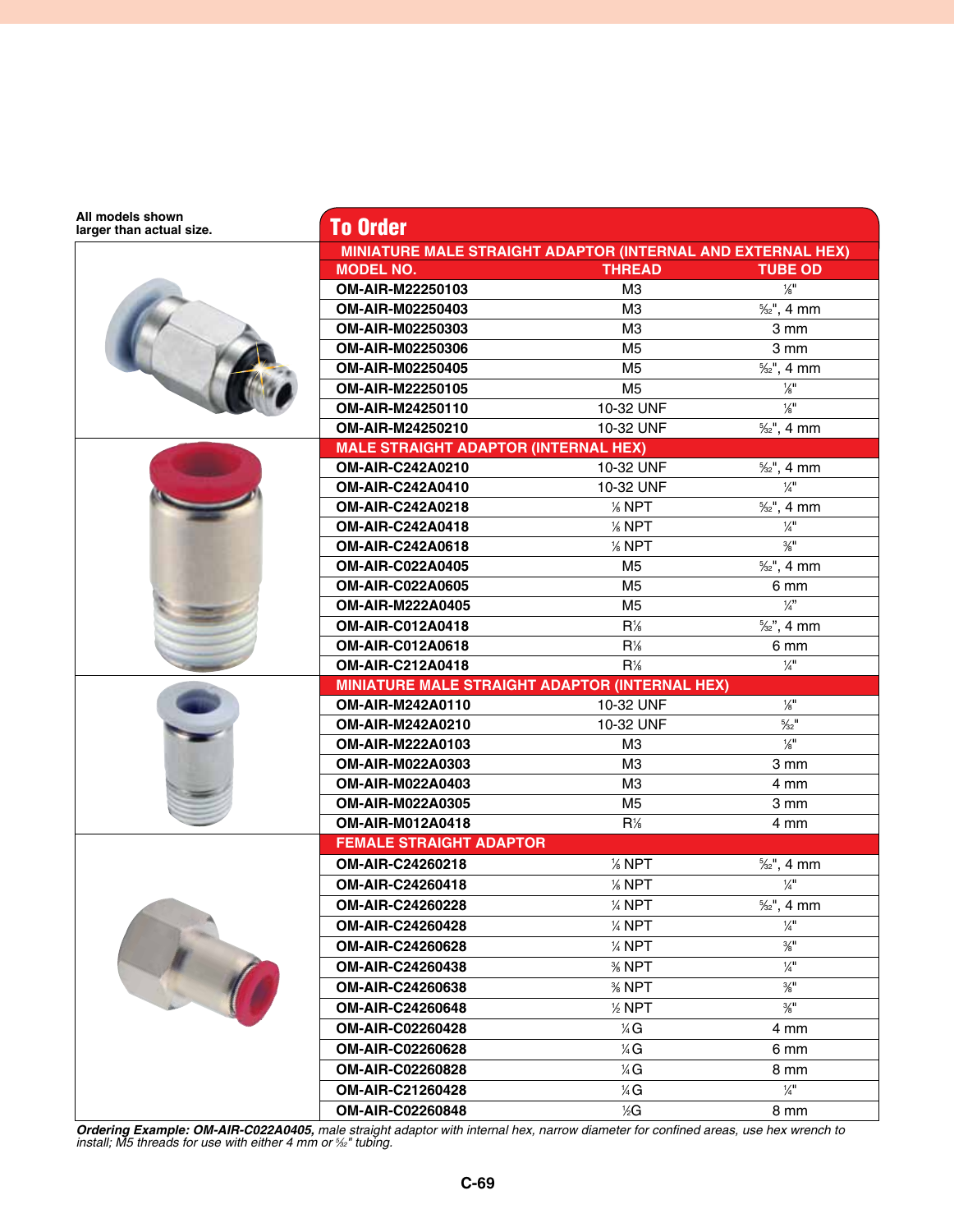All models shown larger than actual size.

## To Order

| MODEL NO. | THREAD | TUBE OD |
|---|---|---|
| **MINIATURE MALE STRAIGHT ADAPTOR (INTERNAL AND EXTERNAL HEX)** | | |
| OM-AIR-M22250103 | M3 | ⅛" |
| OM-AIR-M02250403 | M3 | 5⁄32", 4 mm |
| OM-AIR-M02250303 | M3 | 3 mm |
| OM-AIR-M02250306 | M5 | 3 mm |
| OM-AIR-M02250405 | M5 | 5⁄32", 4 mm |
| OM-AIR-M22250105 | M5 | ⅛" |
| OM-AIR-M24250110 | 10-32 UNF | ⅛" |
| OM-AIR-M24250210 | 10-32 UNF | 5⁄32", 4 mm |
| **MALE STRAIGHT ADAPTOR (INTERNAL HEX)** | | |
| OM-AIR-C242A0210 | 10-32 UNF | 5⁄32", 4 mm |
| OM-AIR-C242A0410 | 10-32 UNF | ¼" |
| OM-AIR-C242A0218 | ⅛ NPT | 5⁄32", 4 mm |
| OM-AIR-C242A0418 | ⅛ NPT | ¼" |
| OM-AIR-C242A0618 | ⅛ NPT | ⅜" |
| OM-AIR-C022A0405 | M5 | 5⁄32", 4 mm |
| OM-AIR-C022A0605 | M5 | 6 mm |
| OM-AIR-M222A0405 | M5 | ¼" |
| OM-AIR-C012A0418 | R⅛ | 5⁄32", 4 mm |
| OM-AIR-C012A0618 | R⅛ | 6 mm |
| OM-AIR-C212A0418 | R⅛ | ¼" |
| **MINIATURE MALE STRAIGHT ADAPTOR (INTERNAL HEX)** | | |
| OM-AIR-M242A0110 | 10-32 UNF | ⅛" |
| OM-AIR-M242A0210 | 10-32 UNF | 5⁄32" |
| OM-AIR-M222A0103 | M3 | ⅛" |
| OM-AIR-M022A0303 | M3 | 3 mm |
| OM-AIR-M022A0403 | M3 | 4 mm |
| OM-AIR-M022A0305 | M5 | 3 mm |
| OM-AIR-M012A0418 | R⅛ | 4 mm |
| **FEMALE STRAIGHT ADAPTOR** | | |
| OM-AIR-C24260218 | ⅛ NPT | 5⁄32", 4 mm |
| OM-AIR-C24260418 | ⅛ NPT | ¼" |
| OM-AIR-C24260228 | ¼ NPT | 5⁄32", 4 mm |
| OM-AIR-C24260428 | ¼ NPT | ¼" |
| OM-AIR-C24260628 | ¼ NPT | ⅜" |
| OM-AIR-C24260438 | ⅜ NPT | ¼" |
| OM-AIR-C24260638 | ⅜ NPT | ⅜" |
| OM-AIR-C24260648 | ½ NPT | ⅜" |
| OM-AIR-C02260428 | ¼G | 4 mm |
| OM-AIR-C02260628 | ¼G | 6 mm |
| OM-AIR-C02260828 | ¼G | 8 mm |
| OM-AIR-C21260428 | ¼G | ¼" |
| OM-AIR-C02260848 | ½G | 8 mm |

***Ordering Example: OM-AIR-C022A0405,*** *male straight adaptor with internal hex, narrow diameter for confined areas, use hex wrench to install; M5 threads for use with either 4 mm or 5⁄32" tubing.*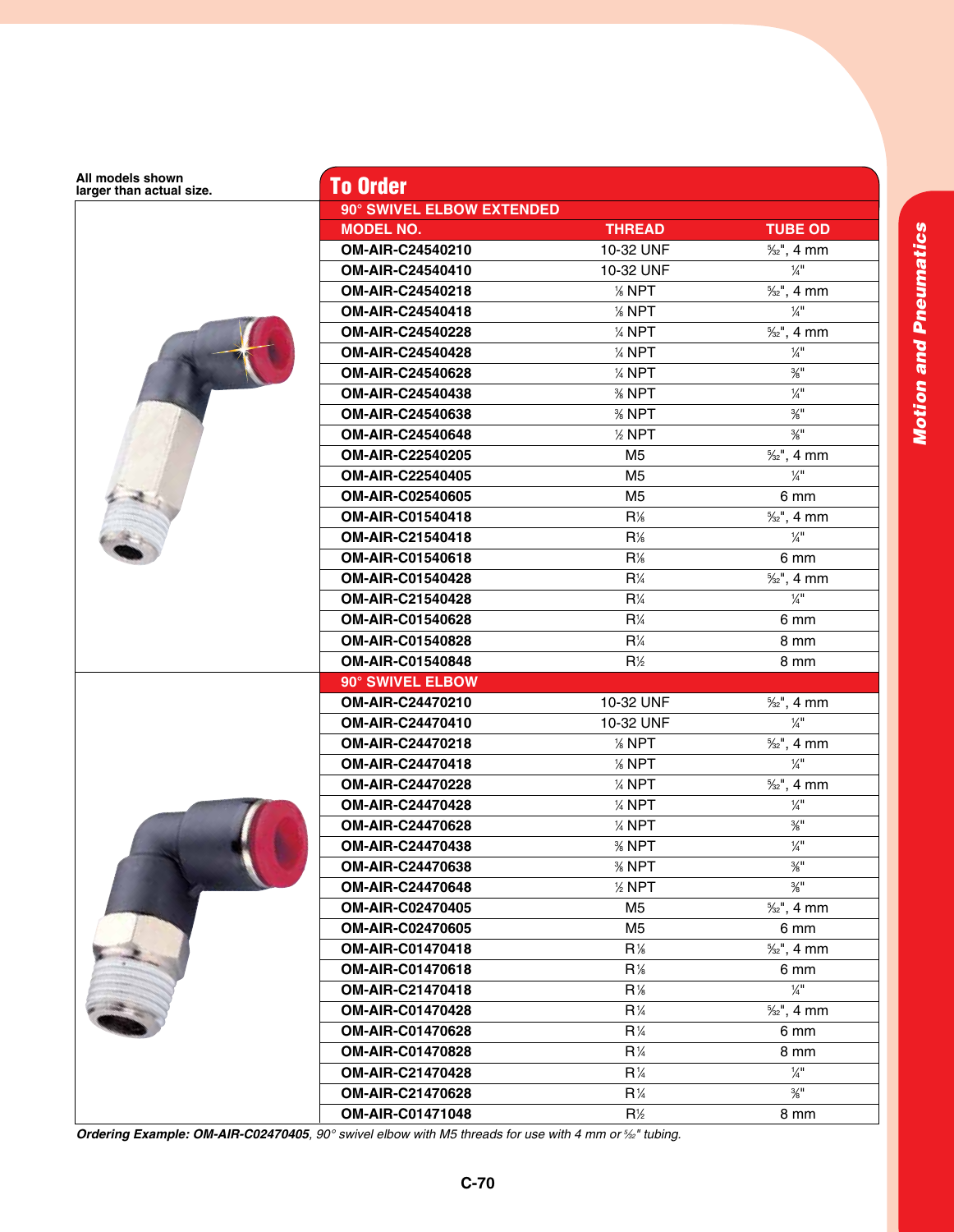All models shown larger than actual size.

## To Order

| MODEL NO. | THREAD | TUBE OD |
|---|---|---|
| **90° SWIVEL ELBOW EXTENDED** | | |
| **OM-AIR-C24540210** | 10-32 UNF | 5⁄32", 4 mm |
| **OM-AIR-C24540410** | 10-32 UNF | 1⁄4" |
| **OM-AIR-C24540218** | 1⁄8 NPT | 5⁄32", 4 mm |
| **OM-AIR-C24540418** | 1⁄8 NPT | 1⁄4" |
| **OM-AIR-C24540228** | 1⁄4 NPT | 5⁄32", 4 mm |
| **OM-AIR-C24540428** | 1⁄4 NPT | 1⁄4" |
| **OM-AIR-C24540628** | 1⁄4 NPT | 3⁄8" |
| **OM-AIR-C24540438** | 3⁄8 NPT | 1⁄4" |
| **OM-AIR-C24540638** | 3⁄8 NPT | 3⁄8" |
| **OM-AIR-C24540648** | 1⁄2 NPT | 3⁄8" |
| **OM-AIR-C22540205** | M5 | 5⁄32", 4 mm |
| **OM-AIR-C22540405** | M5 | 1⁄4" |
| **OM-AIR-C02540605** | M5 | 6 mm |
| **OM-AIR-C01540418** | R1⁄8 | 5⁄32", 4 mm |
| **OM-AIR-C21540418** | R1⁄8 | 1⁄4" |
| **OM-AIR-C01540618** | R1⁄8 | 6 mm |
| **OM-AIR-C01540428** | R1⁄4 | 5⁄32", 4 mm |
| **OM-AIR-C21540428** | R1⁄4 | 1⁄4" |
| **OM-AIR-C01540628** | R1⁄4 | 6 mm |
| **OM-AIR-C01540828** | R1⁄4 | 8 mm |
| **OM-AIR-C01540848** | R1⁄2 | 8 mm |
| **90° SWIVEL ELBOW** | | |
| **OM-AIR-C24470210** | 10-32 UNF | 5⁄32", 4 mm |
| **OM-AIR-C24470410** | 10-32 UNF | 1⁄4" |
| **OM-AIR-C24470218** | 1⁄8 NPT | 5⁄32", 4 mm |
| **OM-AIR-C24470418** | 1⁄8 NPT | 1⁄4" |
| **OM-AIR-C24470228** | 1⁄4 NPT | 5⁄32", 4 mm |
| **OM-AIR-C24470428** | 1⁄4 NPT | 1⁄4" |
| **OM-AIR-C24470628** | 1⁄4 NPT | 3⁄8" |
| **OM-AIR-C24470438** | 3⁄8 NPT | 1⁄4" |
| **OM-AIR-C24470638** | 3⁄8 NPT | 3⁄8" |
| **OM-AIR-C24470648** | 1⁄2 NPT | 3⁄8" |
| **OM-AIR-C02470405** | M5 | 5⁄32", 4 mm |
| **OM-AIR-C02470605** | M5 | 6 mm |
| **OM-AIR-C01470418** | R1⁄8 | 5⁄32", 4 mm |
| **OM-AIR-C01470618** | R1⁄8 | 6 mm |
| **OM-AIR-C21470418** | R1⁄8 | 1⁄4" |
| **OM-AIR-C01470428** | R1⁄4 | 5⁄32", 4 mm |
| **OM-AIR-C01470628** | R1⁄4 | 6 mm |
| **OM-AIR-C01470828** | R1⁄4 | 8 mm |
| **OM-AIR-C21470428** | R1⁄4 | 1⁄4" |
| **OM-AIR-C21470628** | R1⁄4 | 3⁄8" |
| **OM-AIR-C01471048** | R1⁄2 | 8 mm |

***Ordering Example: OM-AIR-C02470405****, 90° swivel elbow with M5 threads for use with 4 mm or 5⁄32" tubing.*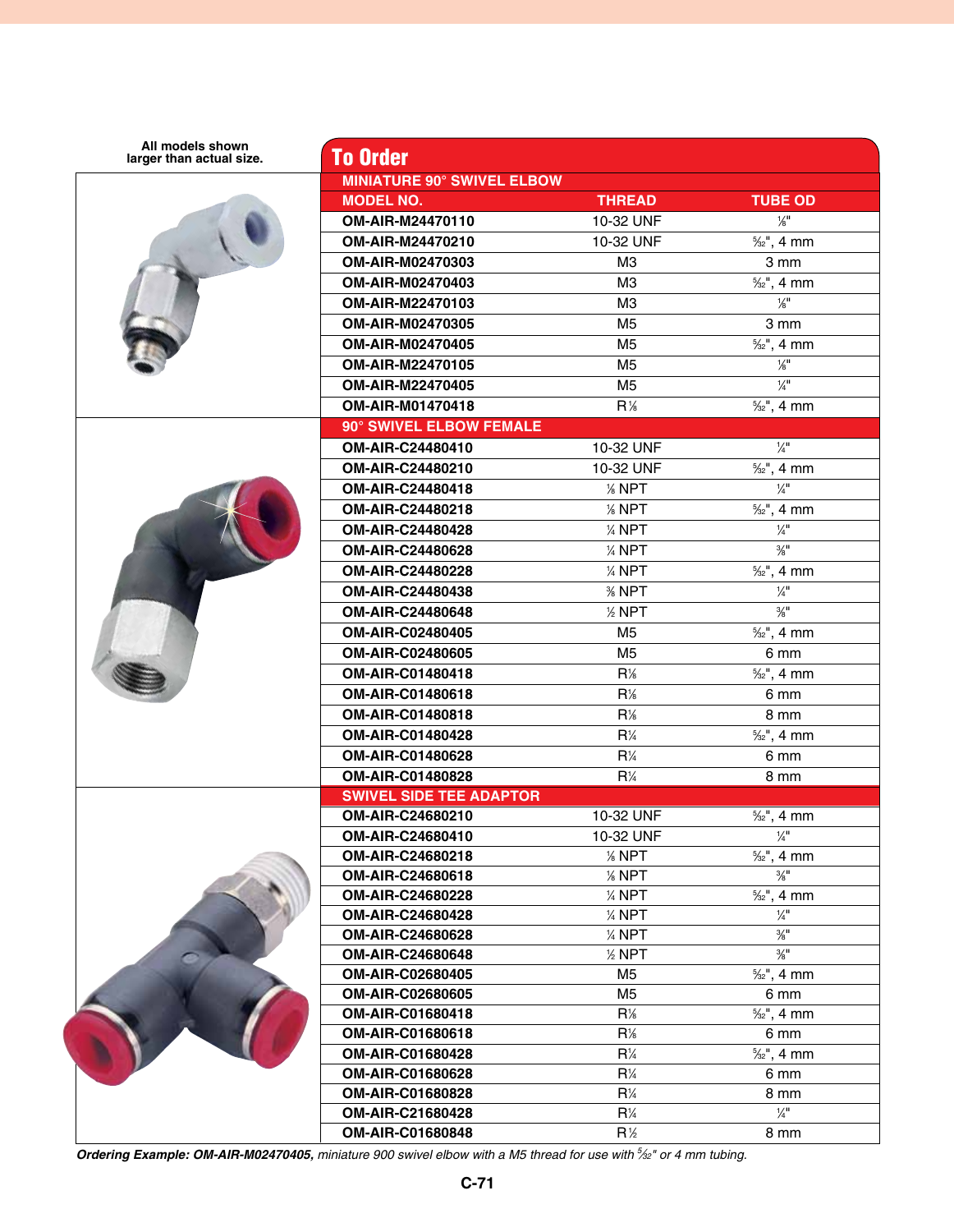All models shown larger than actual size.

## To Order

| MODEL NO. | THREAD | TUBE OD |
|---|---|---|
| **MINIATURE 90° SWIVEL ELBOW** | | |
| **OM-AIR-M24470110** | 10-32 UNF | ⅛" |
| **OM-AIR-M24470210** | 10-32 UNF | 5⁄32", 4 mm |
| **OM-AIR-M02470303** | M3 | 3 mm |
| **OM-AIR-M02470403** | M3 | 5⁄32", 4 mm |
| **OM-AIR-M22470103** | M3 | ⅛" |
| **OM-AIR-M02470305** | M5 | 3 mm |
| **OM-AIR-M02470405** | M5 | 5⁄32", 4 mm |
| **OM-AIR-M22470105** | M5 | ⅛" |
| **OM-AIR-M22470405** | M5 | ¼" |
| **OM-AIR-M01470418** | R⅛ | 5⁄32", 4 mm |
| **90° SWIVEL ELBOW FEMALE** | | |
| **OM-AIR-C24480410** | 10-32 UNF | ¼" |
| **OM-AIR-C24480210** | 10-32 UNF | 5⁄32", 4 mm |
| **OM-AIR-C24480418** | ⅛ NPT | ¼" |
| **OM-AIR-C24480218** | ⅛ NPT | 5⁄32", 4 mm |
| **OM-AIR-C24480428** | ¼ NPT | ¼" |
| **OM-AIR-C24480628** | ¼ NPT | ⅜" |
| **OM-AIR-C24480228** | ¼ NPT | 5⁄32", 4 mm |
| **OM-AIR-C24480438** | ⅜ NPT | ¼" |
| **OM-AIR-C24480648** | ½ NPT | ⅜" |
| **OM-AIR-C02480405** | M5 | 5⁄32", 4 mm |
| **OM-AIR-C02480605** | M5 | 6 mm |
| **OM-AIR-C01480418** | R⅛ | 5⁄32", 4 mm |
| **OM-AIR-C01480618** | R⅛ | 6 mm |
| **OM-AIR-C01480818** | R⅛ | 8 mm |
| **OM-AIR-C01480428** | R¼ | 5⁄32", 4 mm |
| **OM-AIR-C01480628** | R¼ | 6 mm |
| **OM-AIR-C01480828** | R¼ | 8 mm |
| **SWIVEL SIDE TEE ADAPTOR** | | |
| **OM-AIR-C24680210** | 10-32 UNF | 5⁄32", 4 mm |
| **OM-AIR-C24680410** | 10-32 UNF | ¼" |
| **OM-AIR-C24680218** | ⅛ NPT | 5⁄32", 4 mm |
| **OM-AIR-C24680618** | ⅛ NPT | ⅜" |
| **OM-AIR-C24680228** | ¼ NPT | 5⁄32", 4 mm |
| **OM-AIR-C24680428** | ¼ NPT | ¼" |
| **OM-AIR-C24680628** | ¼ NPT | ⅜" |
| **OM-AIR-C24680648** | ½ NPT | ⅜" |
| **OM-AIR-C02680405** | M5 | 5⁄32", 4 mm |
| **OM-AIR-C02680605** | M5 | 6 mm |
| **OM-AIR-C01680418** | R⅛ | 5⁄32", 4 mm |
| **OM-AIR-C01680618** | R⅛ | 6 mm |
| **OM-AIR-C01680428** | R¼ | 5⁄32", 4 mm |
| **OM-AIR-C01680628** | R¼ | 6 mm |
| **OM-AIR-C01680828** | R¼ | 8 mm |
| **OM-AIR-C21680428** | R¼ | ¼" |
| **OM-AIR-C01680848** | R½ | 8 mm |

***Ordering Example: OM-AIR-M02470405,*** *miniature 900 swivel elbow with a M5 thread for use with 5⁄32" or 4 mm tubing.*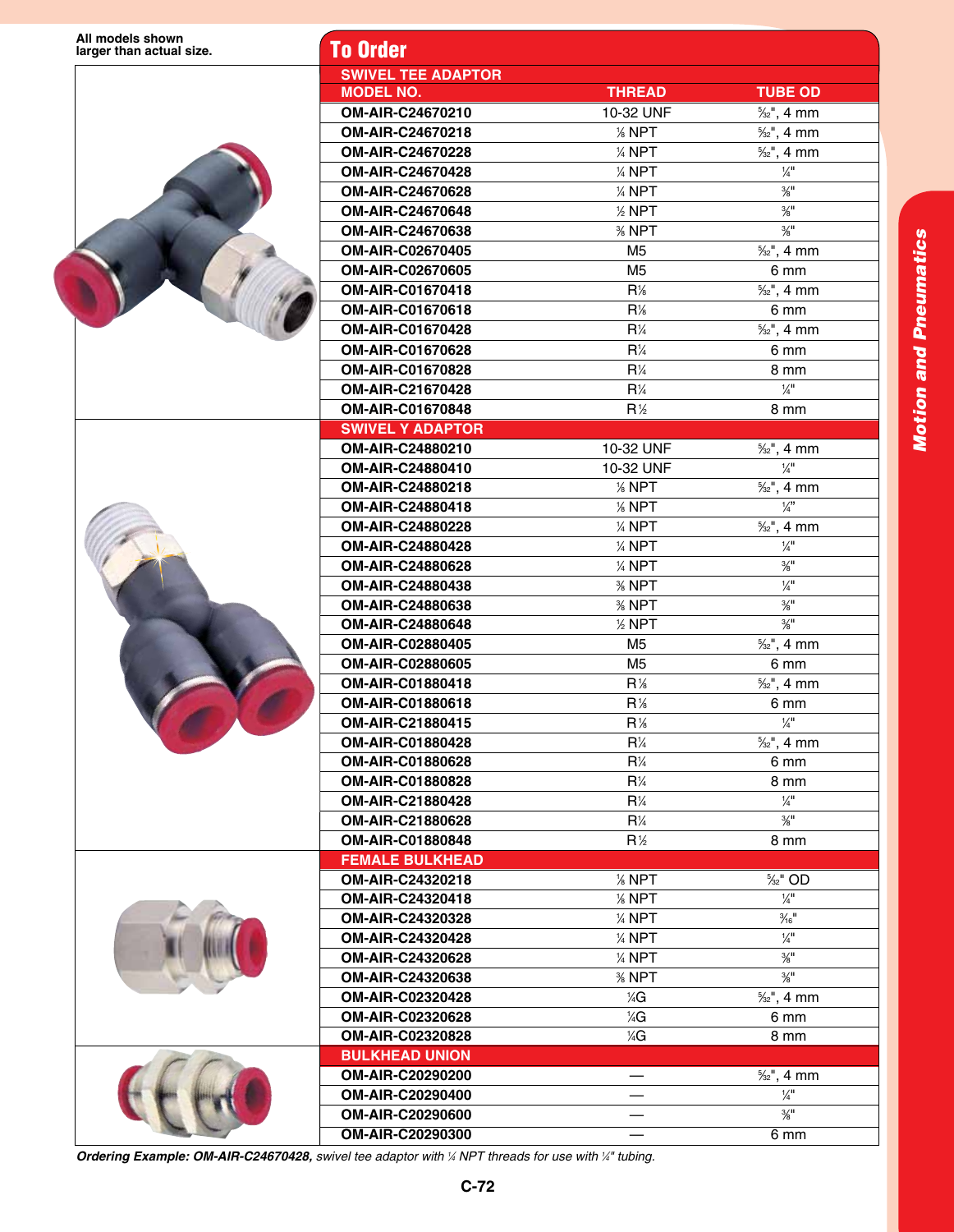All models shown larger than actual size.

## To Order

| SWIVEL TEE ADAPTOR | | |
|---|---|---|
| **MODEL NO.** | **THREAD** | **TUBE OD** |
| **OM-AIR-C24670210** | 10-32 UNF | 5⁄32", 4 mm |
| **OM-AIR-C24670218** | 1⁄8 NPT | 5⁄32", 4 mm |
| **OM-AIR-C24670228** | 1⁄4 NPT | 5⁄32", 4 mm |
| **OM-AIR-C24670428** | 1⁄4 NPT | 1⁄4" |
| **OM-AIR-C24670628** | 1⁄4 NPT | 3⁄8" |
| **OM-AIR-C24670648** | 1⁄2 NPT | 3⁄8" |
| **OM-AIR-C24670638** | 3⁄8 NPT | 3⁄8" |
| **OM-AIR-C02670405** | M5 | 5⁄32", 4 mm |
| **OM-AIR-C02670605** | M5 | 6 mm |
| **OM-AIR-C01670418** | R1⁄8 | 5⁄32", 4 mm |
| **OM-AIR-C01670618** | R1⁄8 | 6 mm |
| **OM-AIR-C01670428** | R1⁄4 | 5⁄32", 4 mm |
| **OM-AIR-C01670628** | R1⁄4 | 6 mm |
| **OM-AIR-C01670828** | R1⁄4 | 8 mm |
| **OM-AIR-C21670428** | R1⁄4 | 1⁄4" |
| **OM-AIR-C01670848** | R1⁄2 | 8 mm |
| **SWIVEL Y ADAPTOR** | | |
| **OM-AIR-C24880210** | 10-32 UNF | 5⁄32", 4 mm |
| **OM-AIR-C24880410** | 10-32 UNF | 1⁄4" |
| **OM-AIR-C24880218** | 1⁄8 NPT | 5⁄32", 4 mm |
| **OM-AIR-C24880418** | 1⁄8 NPT | 1⁄4" |
| **OM-AIR-C24880228** | 1⁄4 NPT | 5⁄32", 4 mm |
| **OM-AIR-C24880428** | 1⁄4 NPT | 1⁄4" |
| **OM-AIR-C24880628** | 1⁄4 NPT | 3⁄8" |
| **OM-AIR-C24880438** | 3⁄8 NPT | 1⁄4" |
| **OM-AIR-C24880638** | 3⁄8 NPT | 3⁄8" |
| **OM-AIR-C24880648** | 1⁄2 NPT | 3⁄8" |
| **OM-AIR-C02880405** | M5 | 5⁄32", 4 mm |
| **OM-AIR-C02880605** | M5 | 6 mm |
| **OM-AIR-C01880418** | R1⁄8 | 5⁄32", 4 mm |
| **OM-AIR-C01880618** | R1⁄8 | 6 mm |
| **OM-AIR-C21880415** | R1⁄8 | 1⁄4" |
| **OM-AIR-C01880428** | R1⁄4 | 5⁄32", 4 mm |
| **OM-AIR-C01880628** | R1⁄4 | 6 mm |
| **OM-AIR-C01880828** | R1⁄4 | 8 mm |
| **OM-AIR-C21880428** | R1⁄4 | 1⁄4" |
| **OM-AIR-C21880628** | R1⁄4 | 3⁄8" |
| **OM-AIR-C01880848** | R1⁄2 | 8 mm |
| **FEMALE BULKHEAD** | | |
| **OM-AIR-C24320218** | 1⁄8 NPT | 5⁄32" OD |
| **OM-AIR-C24320418** | 1⁄8 NPT | 1⁄4" |
| **OM-AIR-C24320328** | 1⁄4 NPT | 3⁄16" |
| **OM-AIR-C24320428** | 1⁄4 NPT | 1⁄4" |
| **OM-AIR-C24320628** | 1⁄4 NPT | 3⁄8" |
| **OM-AIR-C24320638** | 3⁄8 NPT | 3⁄8" |
| **OM-AIR-C02320428** | 1⁄4G | 5⁄32", 4 mm |
| **OM-AIR-C02320628** | 1⁄4G | 6 mm |
| **OM-AIR-C02320828** | 1⁄4G | 8 mm |
| **BULKHEAD UNION** | | |
| **OM-AIR-C20290200** | — | 5⁄32", 4 mm |
| **OM-AIR-C20290400** | — | 1⁄4" |
| **OM-AIR-C20290600** | — | 3⁄8" |
| **OM-AIR-C20290300** | — | 6 mm |

***Ordering Example: OM-AIR-C24670428,*** *swivel tee adaptor with 1⁄4 NPT threads for use with 1⁄4" tubing.*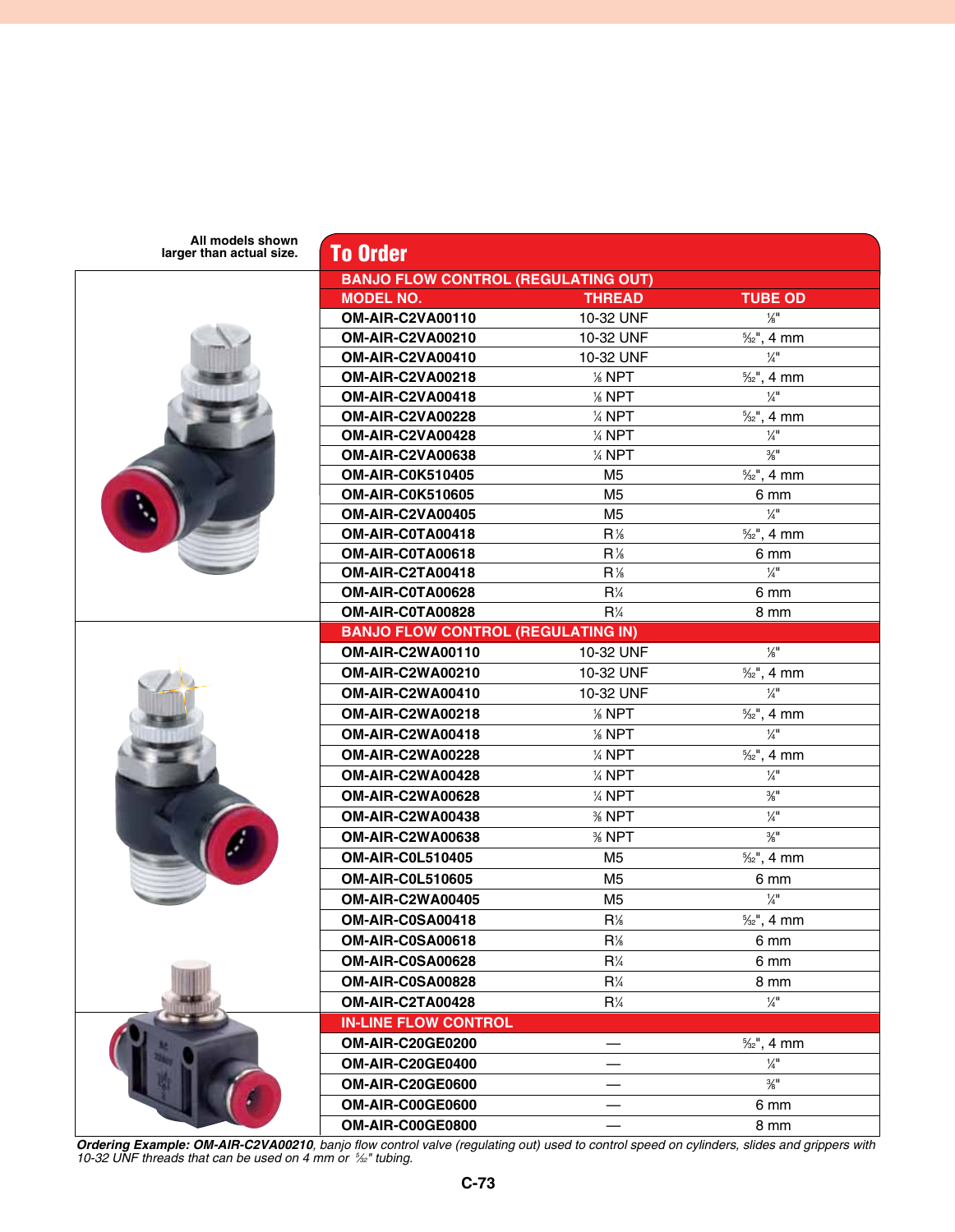All models shown larger than actual size.

## To Order

| MODEL NO. | THREAD | TUBE OD |
|---|---|---|
| **BANJO FLOW CONTROL (REGULATING OUT)** | | |
| OM-AIR-C2VA00110 | 10-32 UNF | ⅛" |
| OM-AIR-C2VA00210 | 10-32 UNF | 5⁄32", 4 mm |
| OM-AIR-C2VA00410 | 10-32 UNF | ¼" |
| OM-AIR-C2VA00218 | ⅛ NPT | 5⁄32", 4 mm |
| OM-AIR-C2VA00418 | ⅛ NPT | ¼" |
| OM-AIR-C2VA00228 | ¼ NPT | 5⁄32", 4 mm |
| OM-AIR-C2VA00428 | ¼ NPT | ¼" |
| OM-AIR-C2VA00638 | ¼ NPT | ⅜" |
| OM-AIR-C0K510405 | M5 | 5⁄32", 4 mm |
| OM-AIR-C0K510605 | M5 | 6 mm |
| OM-AIR-C2VA00405 | M5 | ¼" |
| OM-AIR-C0TA00418 | R⅛ | 5⁄32", 4 mm |
| OM-AIR-C0TA00618 | R⅛ | 6 mm |
| OM-AIR-C2TA00418 | R⅛ | ¼" |
| OM-AIR-C0TA00628 | R¼ | 6 mm |
| OM-AIR-C0TA00828 | R¼ | 8 mm |
| **BANJO FLOW CONTROL (REGULATING IN)** | | |
| OM-AIR-C2WA00110 | 10-32 UNF | ⅛" |
| OM-AIR-C2WA00210 | 10-32 UNF | 5⁄32", 4 mm |
| OM-AIR-C2WA00410 | 10-32 UNF | ¼" |
| OM-AIR-C2WA00218 | ⅛ NPT | 5⁄32", 4 mm |
| OM-AIR-C2WA00418 | ⅛ NPT | ¼" |
| OM-AIR-C2WA00228 | ¼ NPT | 5⁄32", 4 mm |
| OM-AIR-C2WA00428 | ¼ NPT | ¼" |
| OM-AIR-C2WA00628 | ¼ NPT | ⅜" |
| OM-AIR-C2WA00438 | ⅜ NPT | ¼" |
| OM-AIR-C2WA00638 | ⅜ NPT | ⅜" |
| OM-AIR-C0L510405 | M5 | 5⁄32", 4 mm |
| OM-AIR-C0L510605 | M5 | 6 mm |
| OM-AIR-C2WA00405 | M5 | ¼" |
| OM-AIR-C0SA00418 | R⅛ | 5⁄32", 4 mm |
| OM-AIR-C0SA00618 | R⅛ | 6 mm |
| OM-AIR-C0SA00628 | R¼ | 6 mm |
| OM-AIR-C0SA00828 | R¼ | 8 mm |
| OM-AIR-C2TA00428 | R¼ | ¼" |
| **IN-LINE FLOW CONTROL** | | |
| OM-AIR-C20GE0200 | — | 5⁄32", 4 mm |
| OM-AIR-C20GE0400 | — | ¼" |
| OM-AIR-C20GE0600 | — | ⅜" |
| OM-AIR-C00GE0600 | — | 6 mm |
| OM-AIR-C00GE0800 | — | 8 mm |

***Ordering Example: OM-AIR-C2VA00210**, banjo flow control valve (regulating out) used to control speed on cylinders, slides and grippers with 10-32 UNF threads that can be used on 4 mm or 5⁄32" tubing.*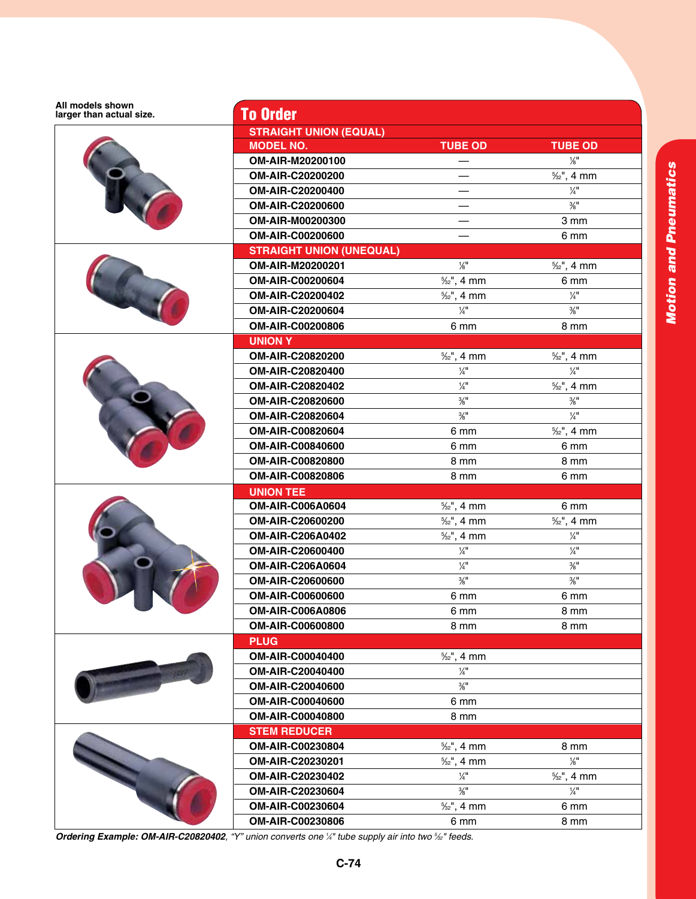All models shown larger than actual size.

## To Order

| MODEL NO. | TUBE OD | TUBE OD |
|---|---|---|
| **STRAIGHT UNION (EQUAL)** | | |
| OM-AIR-M20200100 | — | ⅛" |
| OM-AIR-C20200200 | — | 5⁄32", 4 mm |
| OM-AIR-C20200400 | — | ¼" |
| OM-AIR-C20200600 | — | ⅜" |
| OM-AIR-M00200300 | — | 3 mm |
| OM-AIR-C00200600 | — | 6 mm |
| **STRAIGHT UNION (UNEQUAL)** | | |
| OM-AIR-M20200201 | ⅛" | 5⁄32", 4 mm |
| OM-AIR-C00200604 | 5⁄32", 4 mm | 6 mm |
| OM-AIR-C20200402 | 5⁄32", 4 mm | ¼" |
| OM-AIR-C20200604 | ¼" | ⅜" |
| OM-AIR-C00200806 | 6 mm | 8 mm |
| **UNION Y** | | |
| OM-AIR-C20820200 | 5⁄32", 4 mm | 5⁄32", 4 mm |
| OM-AIR-C20820400 | ¼" | ¼" |
| OM-AIR-C20820402 | ¼" | 5⁄32", 4 mm |
| OM-AIR-C20820600 | ⅜" | ⅜" |
| OM-AIR-C20820604 | ⅜" | ¼" |
| OM-AIR-C00820604 | 6 mm | 5⁄32", 4 mm |
| OM-AIR-C00840600 | 6 mm | 6 mm |
| OM-AIR-C00820800 | 8 mm | 8 mm |
| OM-AIR-C00820806 | 8 mm | 6 mm |
| **UNION TEE** | | |
| OM-AIR-C006A0604 | 5⁄32", 4 mm | 6 mm |
| OM-AIR-C20600200 | 5⁄32", 4 mm | 5⁄32", 4 mm |
| OM-AIR-C206A0402 | 5⁄32", 4 mm | ¼" |
| OM-AIR-C20600400 | ¼" | ¼" |
| OM-AIR-C206A0604 | ¼" | ⅜" |
| OM-AIR-C20600600 | ⅜" | ⅜" |
| OM-AIR-C00600600 | 6 mm | 6 mm |
| OM-AIR-C006A0806 | 6 mm | 8 mm |
| OM-AIR-C00600800 | 8 mm | 8 mm |
| **PLUG** | | |
| OM-AIR-C00040400 | 5⁄32", 4 mm | |
| OM-AIR-C20040400 | ¼" | |
| OM-AIR-C20040600 | ⅜" | |
| OM-AIR-C00040600 | 6 mm | |
| OM-AIR-C00040800 | 8 mm | |
| **STEM REDUCER** | | |
| OM-AIR-C00230804 | 5⁄32", 4 mm | 8 mm |
| OM-AIR-C20230201 | 5⁄32", 4 mm | ⅛" |
| OM-AIR-C20230402 | ¼" | 5⁄32", 4 mm |
| OM-AIR-C20230604 | ⅜" | ¼" |
| OM-AIR-C00230604 | 5⁄32", 4 mm | 6 mm |
| OM-AIR-C00230806 | 6 mm | 8 mm |

*Ordering Example: **OM-AIR-C20820402**, "Y" union converts one ¼" tube supply air into two 5⁄32" feeds.*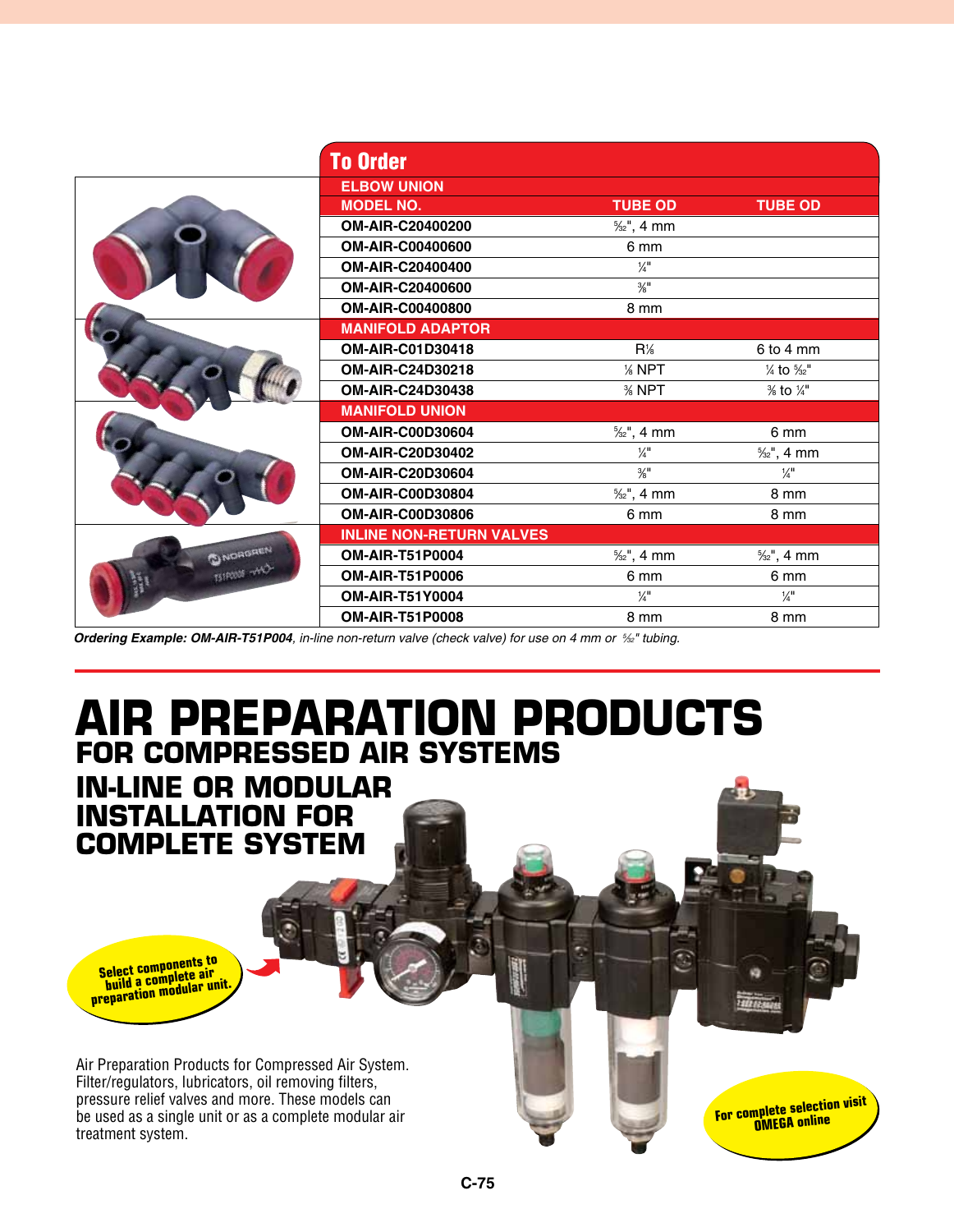## To Order

| MODEL NO. | TUBE OD | TUBE OD |
|---|---|---|
| **ELBOW UNION** | | |
| **OM-AIR-C20400200** | 5⁄32", 4 mm | |
| **OM-AIR-C00400600** | 6 mm | |
| **OM-AIR-C20400400** | ¼" | |
| **OM-AIR-C20400600** | ⅜" | |
| **OM-AIR-C00400800** | 8 mm | |
| **MANIFOLD ADAPTOR** | | |
| **OM-AIR-C01D30418** | R⅛ | 6 to 4 mm |
| **OM-AIR-C24D30218** | ⅛ NPT | ¼ to 5⁄32" |
| **OM-AIR-C24D30438** | ⅜ NPT | ⅜ to ¼" |
| **MANIFOLD UNION** | | |
| **OM-AIR-C00D30604** | 5⁄32", 4 mm | 6 mm |
| **OM-AIR-C20D30402** | ¼" | 5⁄32", 4 mm |
| **OM-AIR-C20D30604** | ⅜" | ¼" |
| **OM-AIR-C00D30804** | 5⁄32", 4 mm | 8 mm |
| **OM-AIR-C00D30806** | 6 mm | 8 mm |
| **INLINE NON-RETURN VALVES** | | |
| **OM-AIR-T51P0004** | 5⁄32", 4 mm | 5⁄32", 4 mm |
| **OM-AIR-T51P0006** | 6 mm | 6 mm |
| **OM-AIR-T51Y0004** | ¼" | ¼" |
| **OM-AIR-T51P0008** | 8 mm | 8 mm |

***Ordering Example: OM-AIR-T51P004**, in-line non-return valve (check valve) for use on 4 mm or 5⁄32" tubing.*

# AIR PREPARATION PRODUCTS

## FOR COMPRESSED AIR SYSTEMS

## IN-LINE OR MODULAR INSTALLATION FOR COMPLETE SYSTEM

**Select components to build a complete air preparation modular unit.**

Air Preparation Products for Compressed Air System. Filter/regulators, lubricators, oil removing filters, pressure relief valves and more. These models can be used as a single unit or as a complete modular air treatment system.

**For complete selection visit OMEGA online**